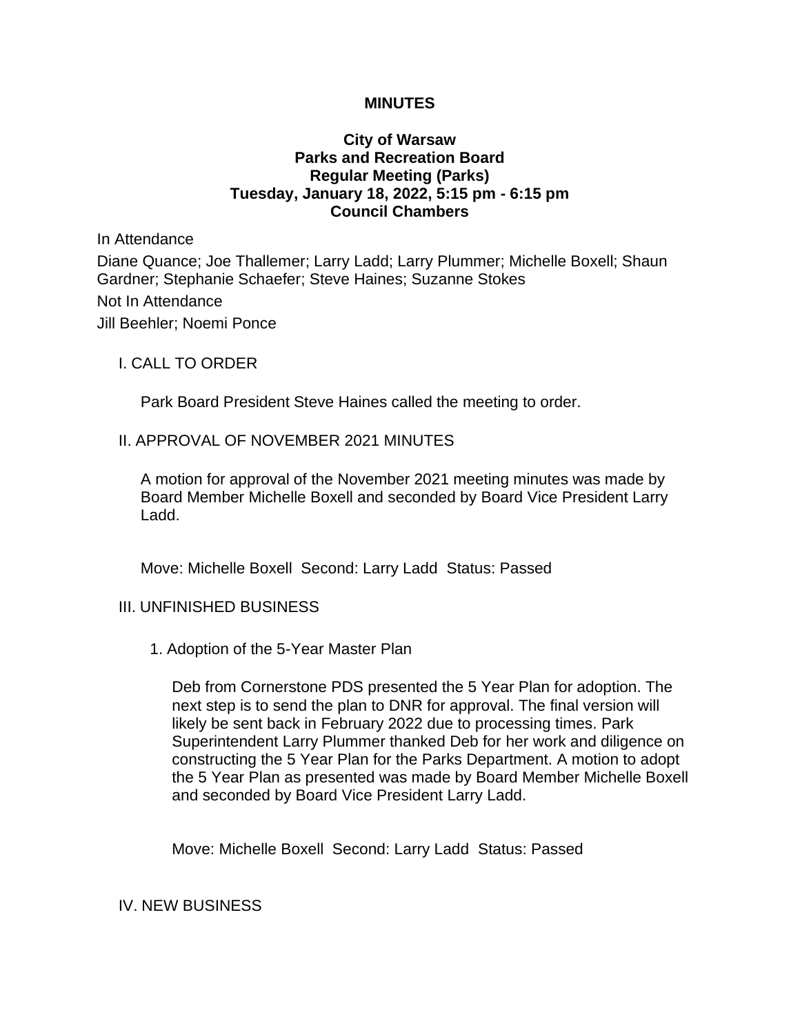**MINUTES**

**City of Warsaw**
**Parks and Recreation Board**
**Regular Meeting (Parks)**
**Tuesday, January 18, 2022, 5:15 pm - 6:15 pm**
**Council Chambers**

In Attendance

Diane Quance; Joe Thallemer; Larry Ladd; Larry Plummer; Michelle Boxell; Shaun Gardner; Stephanie Schaefer; Steve Haines; Suzanne Stokes

Not In Attendance

Jill Beehler; Noemi Ponce

I. CALL TO ORDER

Park Board President Steve Haines called the meeting to order.

II. APPROVAL OF NOVEMBER 2021 MINUTES

A motion for approval of the November 2021 meeting minutes was made by Board Member Michelle Boxell and seconded by Board Vice President Larry Ladd.

Move: Michelle Boxell Second: Larry Ladd Status: Passed

III. UNFINISHED BUSINESS

1. Adoption of the 5-Year Master Plan

Deb from Cornerstone PDS presented the 5 Year Plan for adoption. The next step is to send the plan to DNR for approval. The final version will likely be sent back in February 2022 due to processing times. Park Superintendent Larry Plummer thanked Deb for her work and diligence on constructing the 5 Year Plan for the Parks Department. A motion to adopt the 5 Year Plan as presented was made by Board Member Michelle Boxell and seconded by Board Vice President Larry Ladd.

Move: Michelle Boxell Second: Larry Ladd Status: Passed

IV. NEW BUSINESS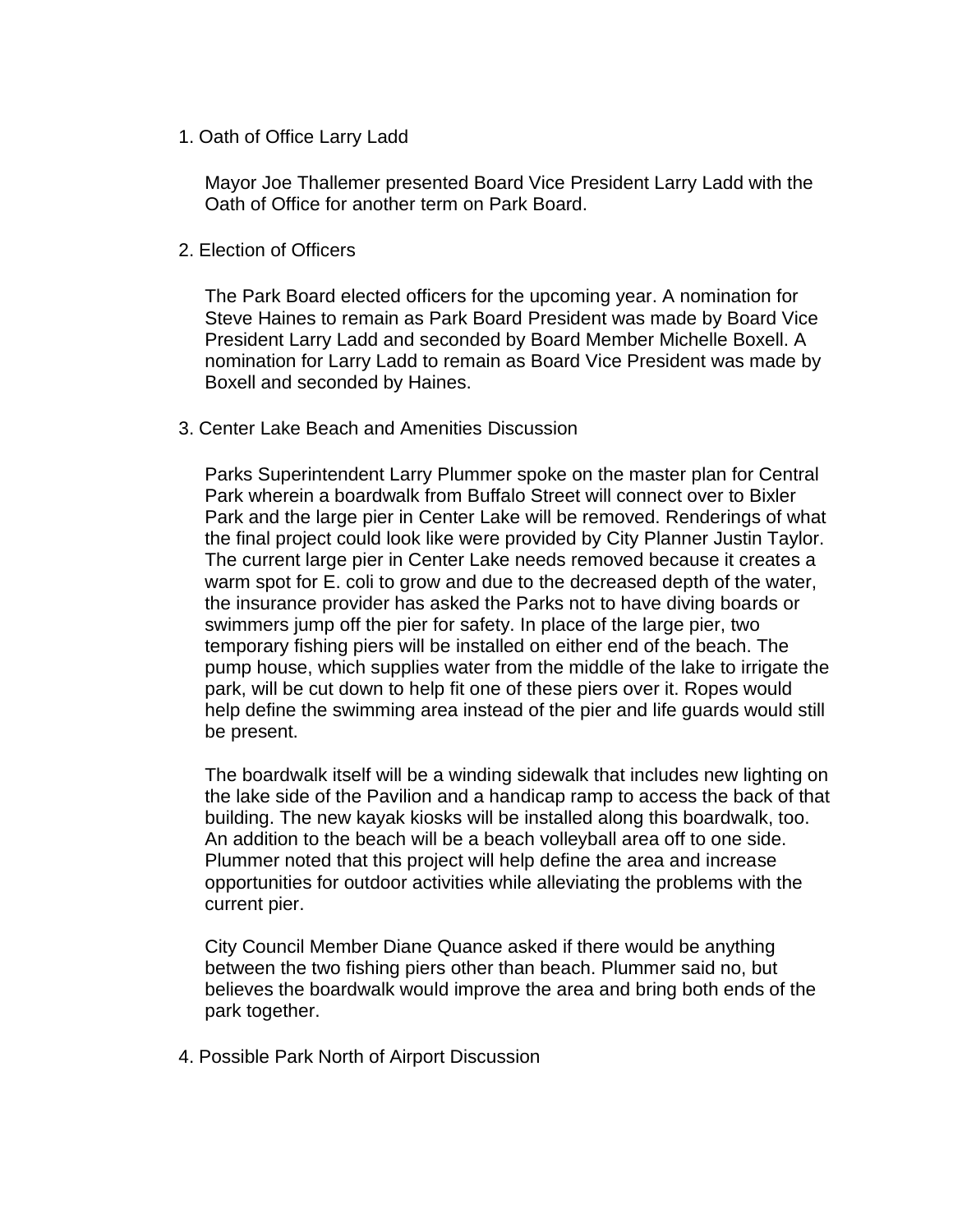1. Oath of Office Larry Ladd

   Mayor Joe Thallemer presented Board Vice President Larry Ladd with the Oath of Office for another term on Park Board.

2. Election of Officers

   The Park Board elected officers for the upcoming year. A nomination for Steve Haines to remain as Park Board President was made by Board Vice President Larry Ladd and seconded by Board Member Michelle Boxell. A nomination for Larry Ladd to remain as Board Vice President was made by Boxell and seconded by Haines.

3. Center Lake Beach and Amenities Discussion

   Parks Superintendent Larry Plummer spoke on the master plan for Central Park wherein a boardwalk from Buffalo Street will connect over to Bixler Park and the large pier in Center Lake will be removed. Renderings of what the final project could look like were provided by City Planner Justin Taylor. The current large pier in Center Lake needs removed because it creates a warm spot for E. coli to grow and due to the decreased depth of the water, the insurance provider has asked the Parks not to have diving boards or swimmers jump off the pier for safety. In place of the large pier, two temporary fishing piers will be installed on either end of the beach. The pump house, which supplies water from the middle of the lake to irrigate the park, will be cut down to help fit one of these piers over it. Ropes would help define the swimming area instead of the pier and life guards would still be present.

   The boardwalk itself will be a winding sidewalk that includes new lighting on the lake side of the Pavilion and a handicap ramp to access the back of that building. The new kayak kiosks will be installed along this boardwalk, too. An addition to the beach will be a beach volleyball area off to one side. Plummer noted that this project will help define the area and increase opportunities for outdoor activities while alleviating the problems with the current pier.

   City Council Member Diane Quance asked if there would be anything between the two fishing piers other than beach. Plummer said no, but believes the boardwalk would improve the area and bring both ends of the park together.

4. Possible Park North of Airport Discussion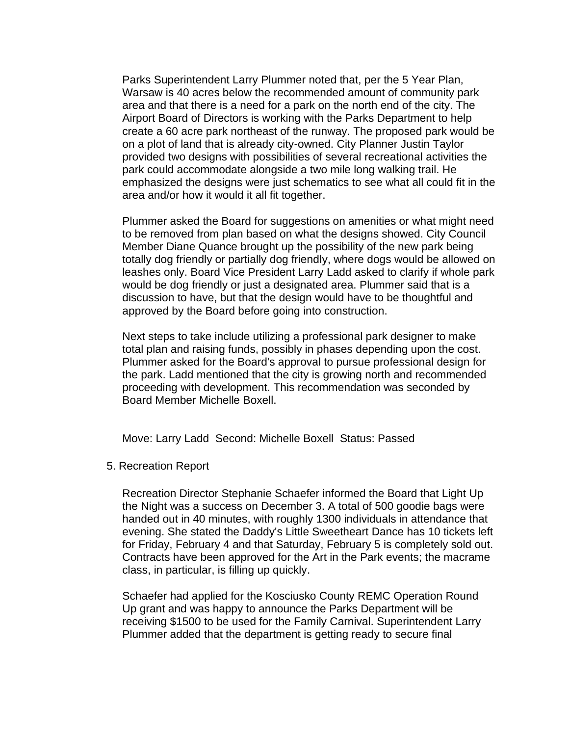Parks Superintendent Larry Plummer noted that, per the 5 Year Plan, Warsaw is 40 acres below the recommended amount of community park area and that there is a need for a park on the north end of the city. The Airport Board of Directors is working with the Parks Department to help create a 60 acre park northeast of the runway. The proposed park would be on a plot of land that is already city-owned. City Planner Justin Taylor provided two designs with possibilities of several recreational activities the park could accommodate alongside a two mile long walking trail. He emphasized the designs were just schematics to see what all could fit in the area and/or how it would it all fit together.

Plummer asked the Board for suggestions on amenities or what might need to be removed from plan based on what the designs showed. City Council Member Diane Quance brought up the possibility of the new park being totally dog friendly or partially dog friendly, where dogs would be allowed on leashes only. Board Vice President Larry Ladd asked to clarify if whole park would be dog friendly or just a designated area. Plummer said that is a discussion to have, but that the design would have to be thoughtful and approved by the Board before going into construction.

Next steps to take include utilizing a professional park designer to make total plan and raising funds, possibly in phases depending upon the cost. Plummer asked for the Board's approval to pursue professional design for the park. Ladd mentioned that the city is growing north and recommended proceeding with development. This recommendation was seconded by Board Member Michelle Boxell.

Move: Larry Ladd  Second: Michelle Boxell  Status: Passed

5. Recreation Report

Recreation Director Stephanie Schaefer informed the Board that Light Up the Night was a success on December 3. A total of 500 goodie bags were handed out in 40 minutes, with roughly 1300 individuals in attendance that evening. She stated the Daddy's Little Sweetheart Dance has 10 tickets left for Friday, February 4 and that Saturday, February 5 is completely sold out. Contracts have been approved for the Art in the Park events; the macrame class, in particular, is filling up quickly.

Schaefer had applied for the Kosciusko County REMC Operation Round Up grant and was happy to announce the Parks Department will be receiving $1500 to be used for the Family Carnival. Superintendent Larry Plummer added that the department is getting ready to secure final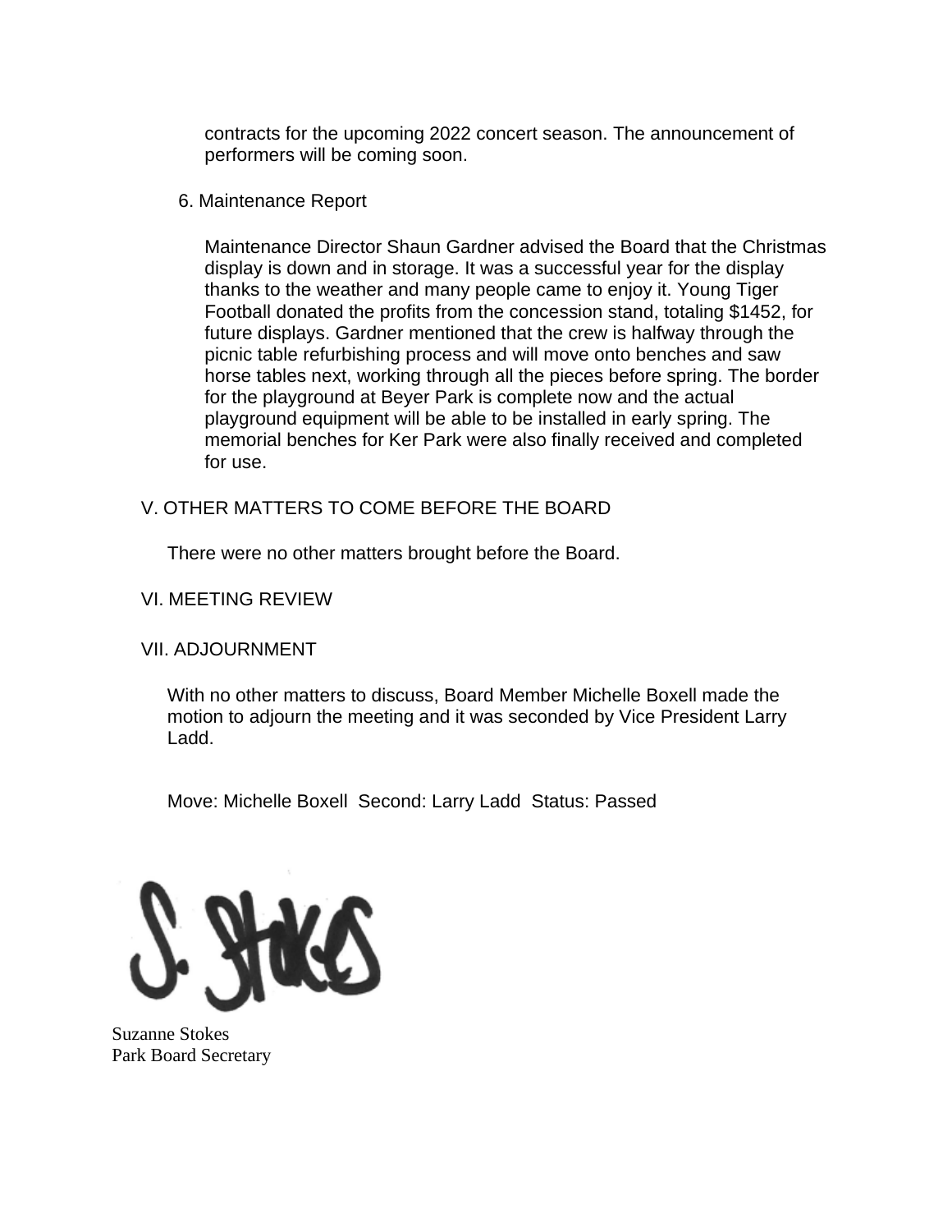contracts for the upcoming 2022 concert season. The announcement of performers will be coming soon.

6. Maintenance Report

Maintenance Director Shaun Gardner advised the Board that the Christmas display is down and in storage. It was a successful year for the display thanks to the weather and many people came to enjoy it. Young Tiger Football donated the profits from the concession stand, totaling $1452, for future displays. Gardner mentioned that the crew is halfway through the picnic table refurbishing process and will move onto benches and saw horse tables next, working through all the pieces before spring. The border for the playground at Beyer Park is complete now and the actual playground equipment will be able to be installed in early spring. The memorial benches for Ker Park were also finally received and completed for use.

## V. OTHER MATTERS TO COME BEFORE THE BOARD

There were no other matters brought before the Board.

## VI. MEETING REVIEW

## VII. ADJOURNMENT

With no other matters to discuss, Board Member Michelle Boxell made the motion to adjourn the meeting and it was seconded by Vice President Larry Ladd.

Move: Michelle Boxell Second: Larry Ladd Status: Passed

S. Stokes

Suzanne Stokes
Park Board Secretary